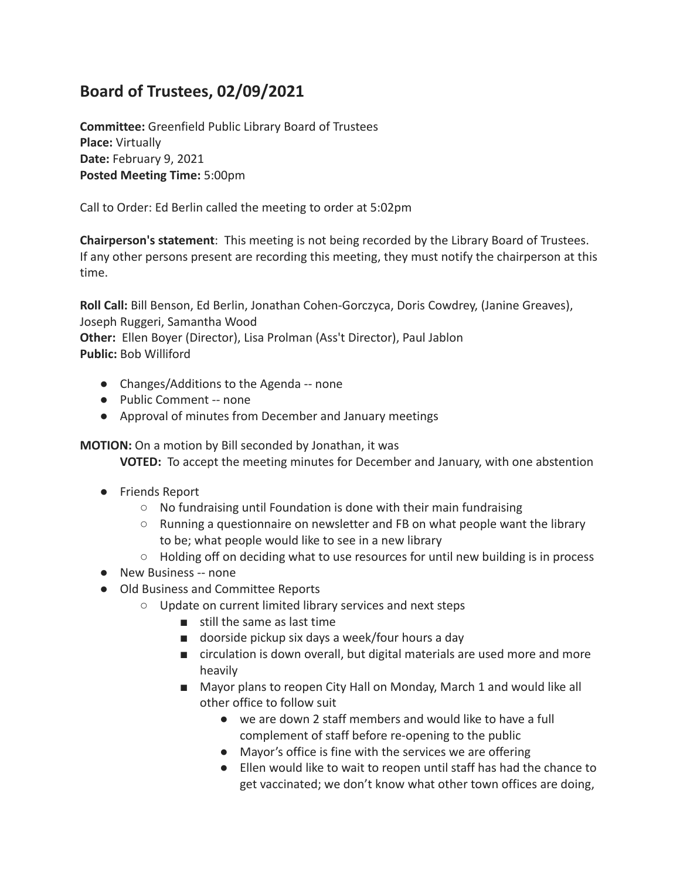## Board of Trustees, 02/09/2021

**Committee:** Greenfield Public Library Board of Trustees
**Place:** Virtually
**Date:** February 9, 2021
**Posted Meeting Time:** 5:00pm

Call to Order: Ed Berlin called the meeting to order at 5:02pm

**Chairperson's statement**: This meeting is not being recorded by the Library Board of Trustees. If any other persons present are recording this meeting, they must notify the chairperson at this time.

**Roll Call:** Bill Benson, Ed Berlin, Jonathan Cohen-Gorczyca, Doris Cowdrey, (Janine Greaves), Joseph Ruggeri, Samantha Wood
**Other:** Ellen Boyer (Director), Lisa Prolman (Ass't Director), Paul Jablon
**Public:** Bob Williford

- Changes/Additions to the Agenda -- none
- Public Comment -- none
- Approval of minutes from December and January meetings

**MOTION:** On a motion by Bill seconded by Jonathan, it was

**VOTED:** To accept the meeting minutes for December and January, with one abstention

- Friends Report
  - No fundraising until Foundation is done with their main fundraising
  - Running a questionnaire on newsletter and FB on what people want the library to be; what people would like to see in a new library
  - Holding off on deciding what to use resources for until new building is in process
- New Business -- none
- Old Business and Committee Reports
  - Update on current limited library services and next steps
    - still the same as last time
    - doorside pickup six days a week/four hours a day
    - circulation is down overall, but digital materials are used more and more heavily
    - Mayor plans to reopen City Hall on Monday, March 1 and would like all other office to follow suit
      - we are down 2 staff members and would like to have a full complement of staff before re-opening to the public
      - Mayor's office is fine with the services we are offering
      - Ellen would like to wait to reopen until staff has had the chance to get vaccinated; we don't know what other town offices are doing,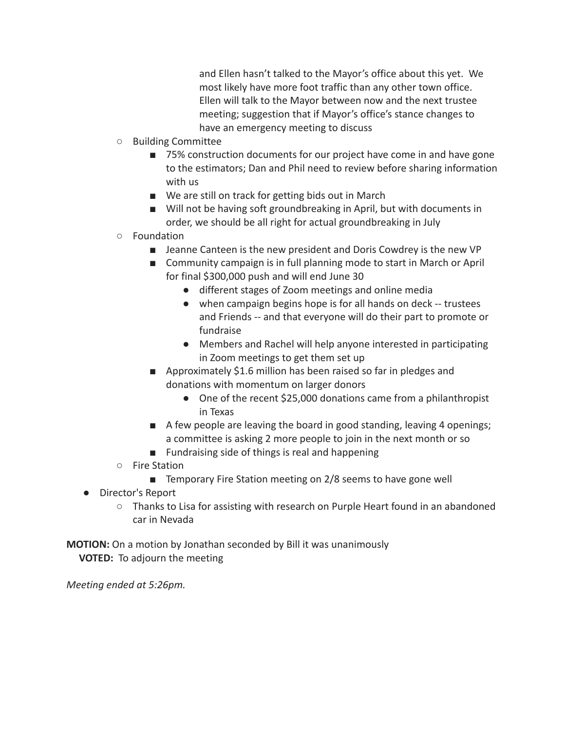- and Ellen hasn't talked to the Mayor's office about this yet. We most likely have more foot traffic than any other town office. Ellen will talk to the Mayor between now and the next trustee meeting; suggestion that if Mayor's office's stance changes to have an emergency meeting to discuss

  - Building Committee
    - 75% construction documents for our project have come in and have gone to the estimators; Dan and Phil need to review before sharing information with us
    - We are still on track for getting bids out in March
    - Will not be having soft groundbreaking in April, but with documents in order, we should be all right for actual groundbreaking in July
  - Foundation
    - Jeanne Canteen is the new president and Doris Cowdrey is the new VP
    - Community campaign is in full planning mode to start in March or April for final $300,000 push and will end June 30
      - different stages of Zoom meetings and online media
      - when campaign begins hope is for all hands on deck -- trustees and Friends -- and that everyone will do their part to promote or fundraise
      - Members and Rachel will help anyone interested in participating in Zoom meetings to get them set up
    - Approximately $1.6 million has been raised so far in pledges and donations with momentum on larger donors
      - One of the recent $25,000 donations came from a philanthropist in Texas
    - A few people are leaving the board in good standing, leaving 4 openings; a committee is asking 2 more people to join in the next month or so
    - Fundraising side of things is real and happening
  - Fire Station
    - Temporary Fire Station meeting on 2/8 seems to have gone well
- Director's Report
  - Thanks to Lisa for assisting with research on Purple Heart found in an abandoned car in Nevada

**MOTION:** On a motion by Jonathan seconded by Bill it was unanimously
**VOTED:** To adjourn the meeting

*Meeting ended at 5:26pm.*